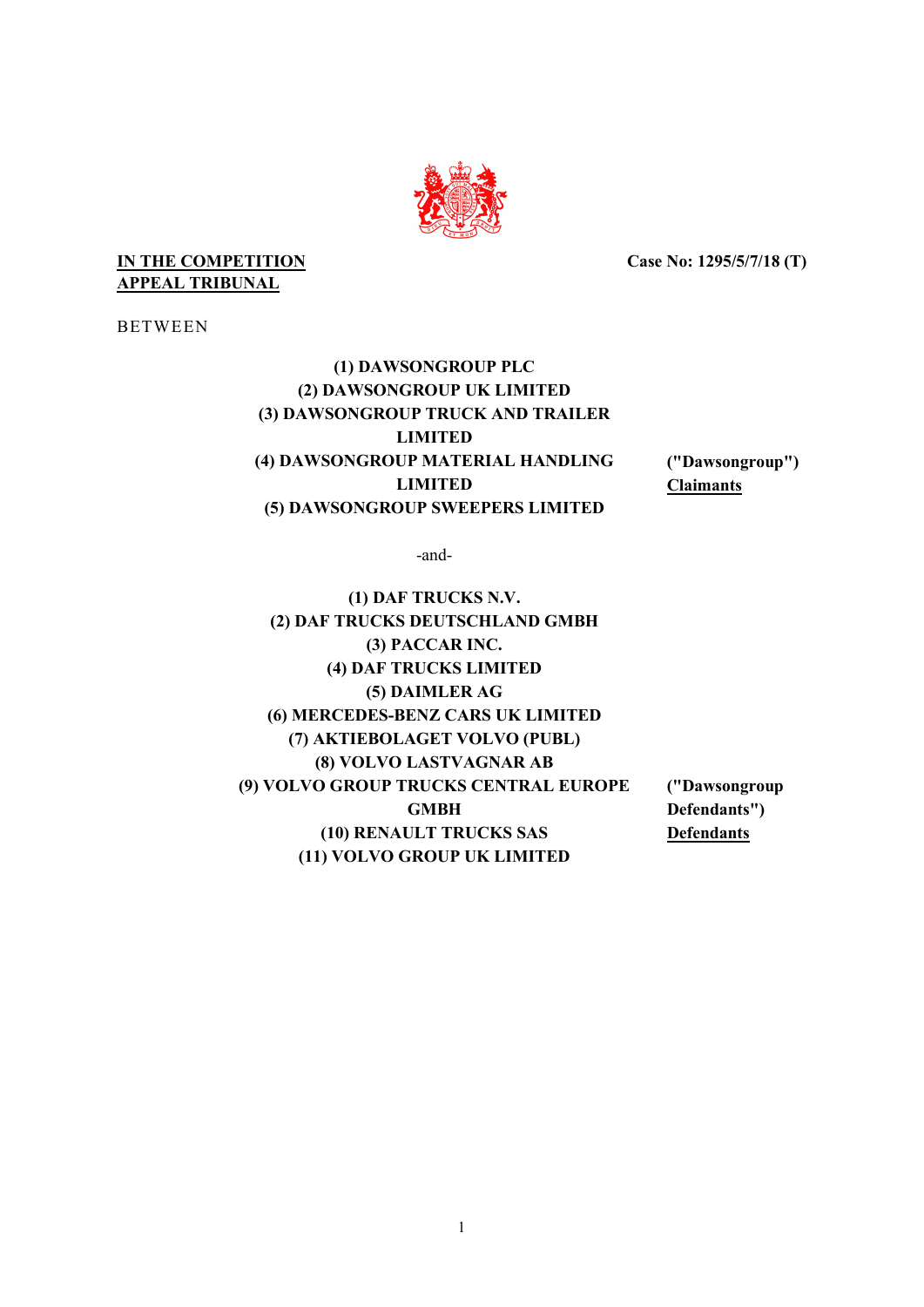**IN THE COMPETITION APPEAL TRIBUNAL**

**Case No: 1295/5/7/18 (T)**

BETWEEN

**(1) DAWSONGROUP PLC**
**(2) DAWSONGROUP UK LIMITED**
**(3) DAWSONGROUP TRUCK AND TRAILER LIMITED**
**(4) DAWSONGROUP MATERIAL HANDLING LIMITED**
**(5) DAWSONGROUP SWEEPERS LIMITED**

**("Dawsongroup")**
**Claimants**

-and-

**(1) DAF TRUCKS N.V.**
**(2) DAF TRUCKS DEUTSCHLAND GMBH**
**(3) PACCAR INC.**
**(4) DAF TRUCKS LIMITED**
**(5) DAIMLER AG**
**(6) MERCEDES-BENZ CARS UK LIMITED**
**(7) AKTIEBOLAGET VOLVO (PUBL)**
**(8) VOLVO LASTVAGNAR AB**
**(9) VOLVO GROUP TRUCKS CENTRAL EUROPE GMBH**
**(10) RENAULT TRUCKS SAS**
**(11) VOLVO GROUP UK LIMITED**

**("Dawsongroup Defendants")**
**Defendants**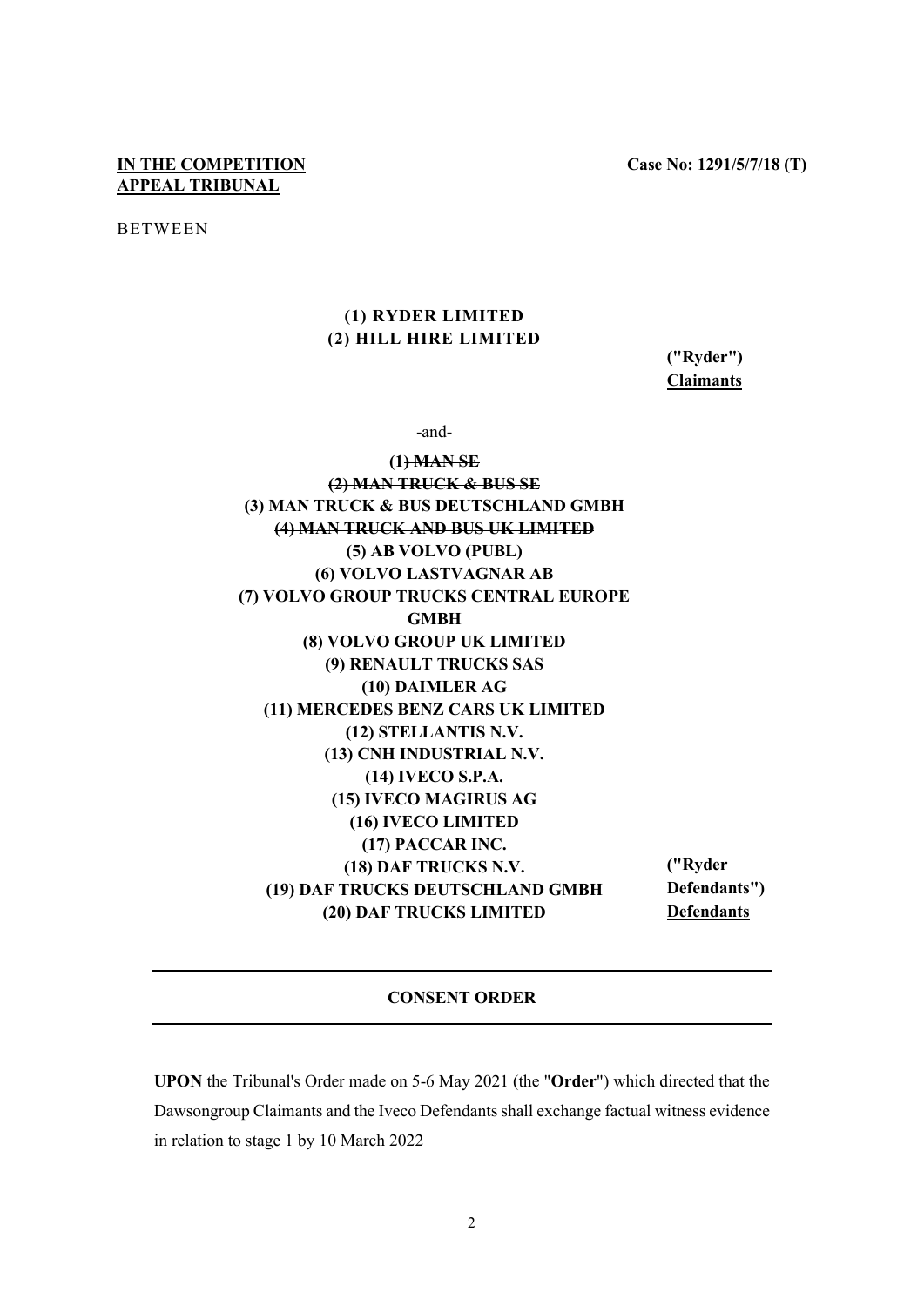**IN THE COMPETITION APPEAL TRIBUNAL**

**Case No: 1291/5/7/18 (T)**

BETWEEN

**(1) RYDER LIMITED**
**(2) HILL HIRE LIMITED**

**("Ryder")**
**Claimants**

-and-

**(1) ~~MAN SE~~**
**~~(2) MAN TRUCK & BUS SE~~**
**~~(3) MAN TRUCK & BUS DEUTSCHLAND GMBH~~**
**~~(4) MAN TRUCK AND BUS UK LIMITED~~**
**(5) AB VOLVO (PUBL)**
**(6) VOLVO LASTVAGNAR AB**
**(7) VOLVO GROUP TRUCKS CENTRAL EUROPE GMBH**
**(8) VOLVO GROUP UK LIMITED**
**(9) RENAULT TRUCKS SAS**
**(10) DAIMLER AG**
**(11) MERCEDES BENZ CARS UK LIMITED**
**(12) STELLANTIS N.V.**
**(13) CNH INDUSTRIAL N.V.**
**(14) IVECO S.P.A.**
**(15) IVECO MAGIRUS AG**
**(16) IVECO LIMITED**
**(17) PACCAR INC.**
**(18) DAF TRUCKS N.V.**
**(19) DAF TRUCKS DEUTSCHLAND GMBH**
**(20) DAF TRUCKS LIMITED**

**("Ryder Defendants")**
**Defendants**

---

**CONSENT ORDER**

---

**UPON** the Tribunal's Order made on 5-6 May 2021 (the "**Order**") which directed that the Dawsongroup Claimants and the Iveco Defendants shall exchange factual witness evidence in relation to stage 1 by 10 March 2022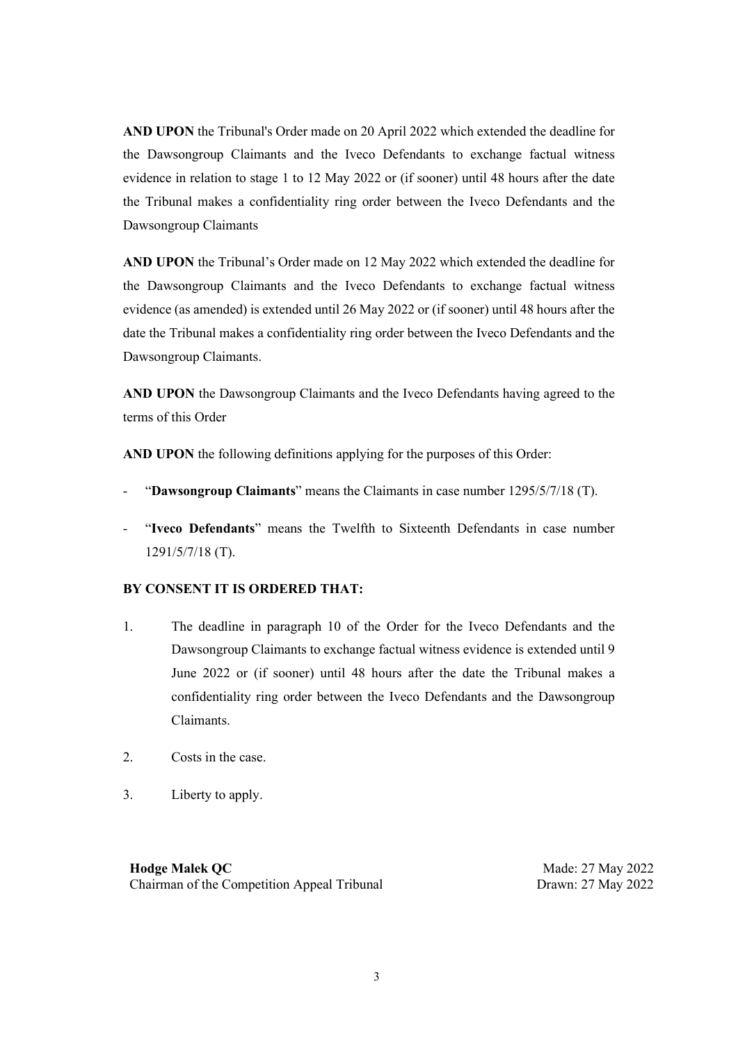**AND UPON** the Tribunal's Order made on 20 April 2022 which extended the deadline for the Dawsongroup Claimants and the Iveco Defendants to exchange factual witness evidence in relation to stage 1 to 12 May 2022 or (if sooner) until 48 hours after the date the Tribunal makes a confidentiality ring order between the Iveco Defendants and the Dawsongroup Claimants

**AND UPON** the Tribunal's Order made on 12 May 2022 which extended the deadline for the Dawsongroup Claimants and the Iveco Defendants to exchange factual witness evidence (as amended) is extended until 26 May 2022 or (if sooner) until 48 hours after the date the Tribunal makes a confidentiality ring order between the Iveco Defendants and the Dawsongroup Claimants.

**AND UPON** the Dawsongroup Claimants and the Iveco Defendants having agreed to the terms of this Order

**AND UPON** the following definitions applying for the purposes of this Order:

- "**Dawsongroup Claimants**" means the Claimants in case number 1295/5/7/18 (T).
- "**Iveco Defendants**" means the Twelfth to Sixteenth Defendants in case number 1291/5/7/18 (T).

**BY CONSENT IT IS ORDERED THAT:**

1. The deadline in paragraph 10 of the Order for the Iveco Defendants and the Dawsongroup Claimants to exchange factual witness evidence is extended until 9 June 2022 or (if sooner) until 48 hours after the date the Tribunal makes a confidentiality ring order between the Iveco Defendants and the Dawsongroup Claimants.
2. Costs in the case.
3. Liberty to apply.

**Hodge Malek QC**
Chairman of the Competition Appeal Tribunal

Made: 27 May 2022
Drawn: 27 May 2022